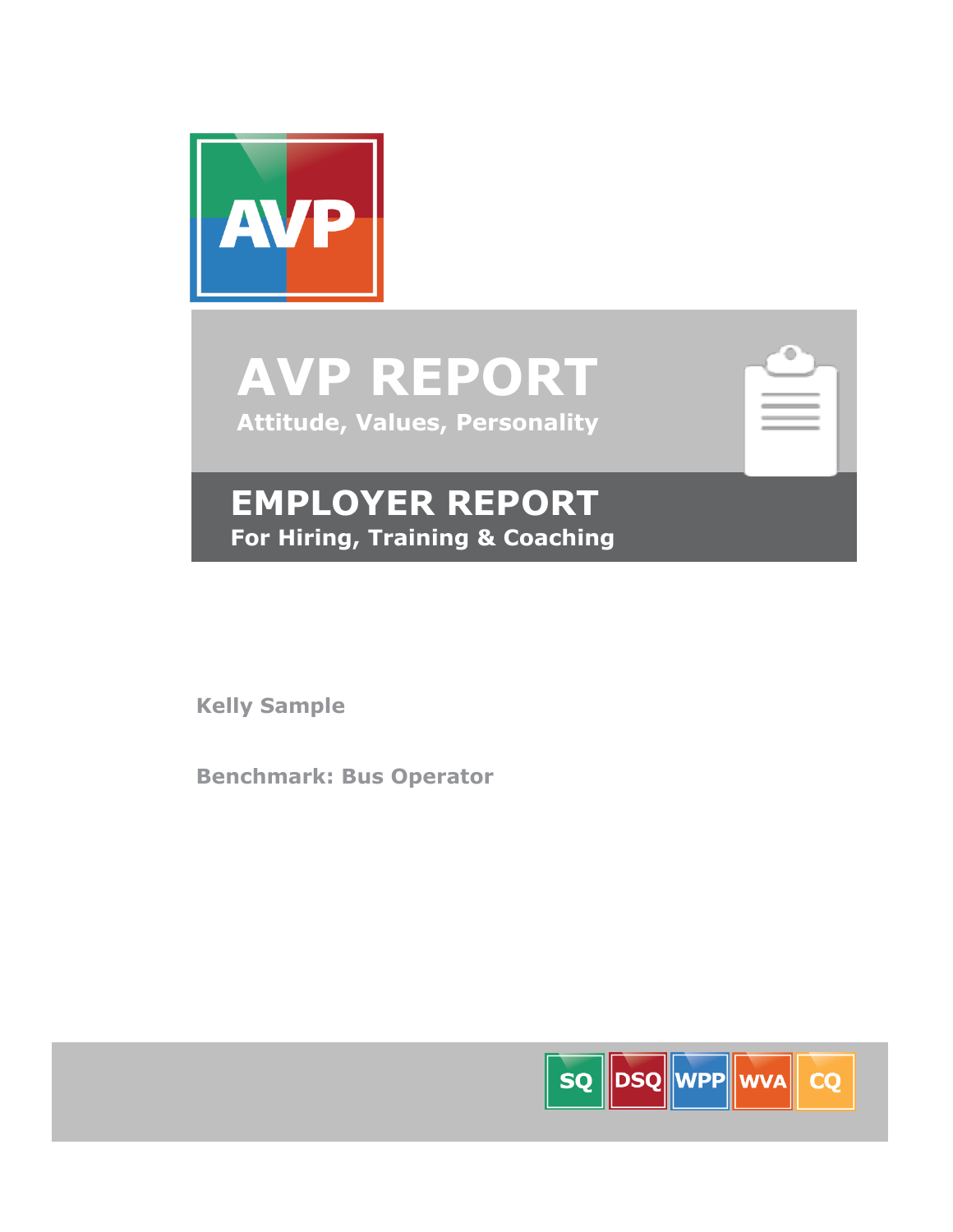AVP

# AVP REPORT

**Attitude, Values, Personality**

## EMPLOYER REPORT

**For Hiring, Training & Coaching**

**Kelly Sample**

**Benchmark: Bus Operator**

SQ DSQ WPP WVA CQ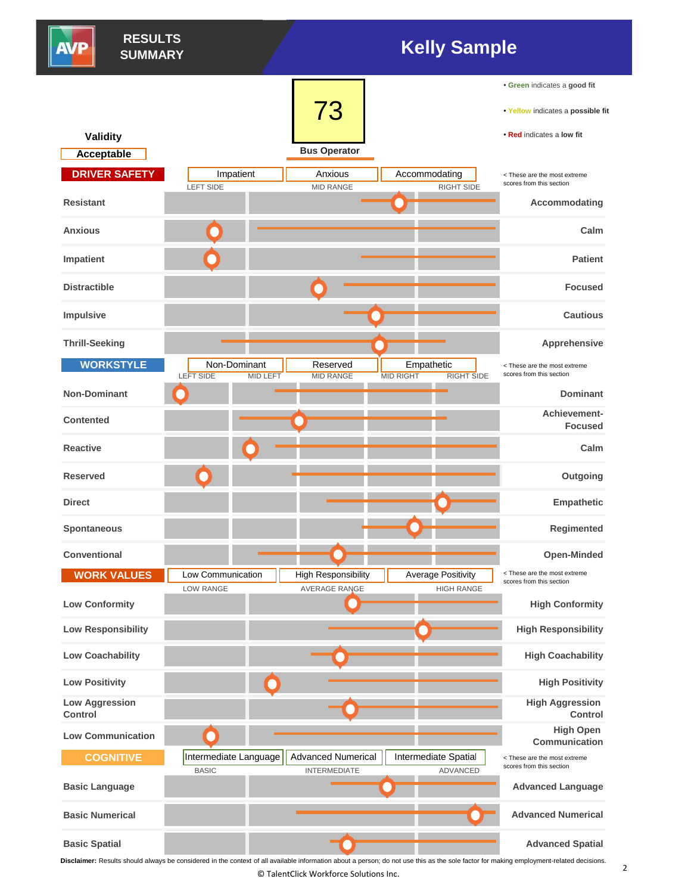# RESULTS SUMMARY — Kelly Sample

**73**

**Bus Operator**

**Validity:** Acceptable

- **Green** indicates a **good fit**
- **Yellow** indicates a **possible fit**
- **Red** indicates a **low fit**

## DRIVER SAFETY

Most extreme scores: Impatient | Anxious | Accommodating

*< These are the most extreme scores from this section*

| Left | LEFT SIDE / MID RANGE / RIGHT SIDE | Right |
|---|---|---|
| Resistant | | Accommodating |
| Anxious | | Calm |
| Impatient | | Patient |
| Distractible | | Focused |
| Impulsive | | Cautious |
| Thrill-Seeking | | Apprehensive |

## WORKSTYLE

Most extreme scores: Non-Dominant | Reserved | Empathetic

*< These are the most extreme scores from this section*

| Left | LEFT SIDE / MID LEFT / MID RANGE / MID RIGHT / RIGHT SIDE | Right |
|---|---|---|
| Non-Dominant | | Dominant |
| Contented | | Achievement-Focused |
| Reactive | | Calm |
| Reserved | | Outgoing |
| Direct | | Empathetic |
| Spontaneous | | Regimented |
| Conventional | | Open-Minded |

## WORK VALUES

Most extreme scores: Low Communication | High Responsibility | Average Positivity

*< These are the most extreme scores from this section*

| Left | LOW RANGE / AVERAGE RANGE / HIGH RANGE | Right |
|---|---|---|
| Low Conformity | | High Conformity |
| Low Responsibility | | High Responsibility |
| Low Coachability | | High Coachability |
| Low Positivity | | High Positivity |
| Low Aggression Control | | High Aggression Control |
| Low Communication | | High Open Communication |

## COGNITIVE

Most extreme scores: Intermediate Language | Advanced Numerical | Intermediate Spatial

*< These are the most extreme scores from this section*

| Left | BASIC / INTERMEDIATE / ADVANCED | Right |
|---|---|---|
| Basic Language | | Advanced Language |
| Basic Numerical | | Advanced Numerical |
| Basic Spatial | | Advanced Spatial |

**Disclaimer:** Results should always be considered in the context of all available information about a person; do not use this as the sole factor for making employment-related decisions.

© TalentClick Workforce Solutions Inc.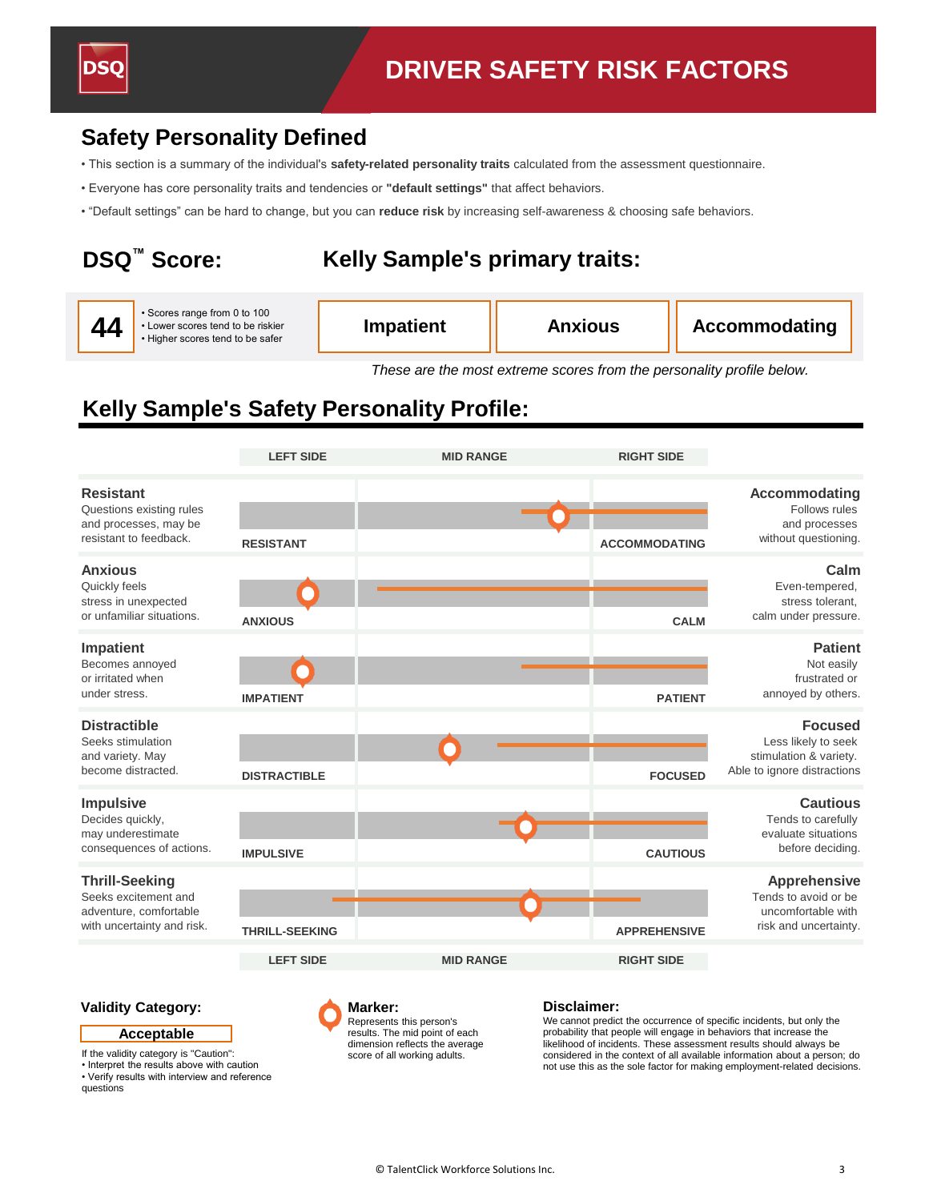# DRIVER SAFETY RISK FACTORS

## Safety Personality Defined

- This section is a summary of the individual's **safety-related personality traits** calculated from the assessment questionnaire.
- Everyone has core personality traits and tendencies or **"default settings"** that affect behaviors.
- "Default settings" can be hard to change, but you can **reduce risk** by increasing self-awareness & choosing safe behaviors.

## DSQ™ Score:

**44**

- Scores range from 0 to 100
- Lower scores tend to be riskier
- Higher scores tend to be safer

## Kelly Sample's primary traits:

| Impatient | Anxious | Accommodating |
|---|---|---|

*These are the most extreme scores from the personality profile below.*

## Kelly Sample's Safety Personality Profile:

| | LEFT SIDE | MID RANGE | RIGHT SIDE | |
|---|---|---|---|---|
| **Resistant** Questions existing rules and processes, may be resistant to feedback. | RESISTANT | | ACCOMMODATING | **Accommodating** Follows rules and processes without questioning. |
| **Anxious** Quickly feels stress in unexpected or unfamiliar situations. | ANXIOUS | | CALM | **Calm** Even-tempered, stress tolerant, calm under pressure. |
| **Impatient** Becomes annoyed or irritated when under stress. | IMPATIENT | | PATIENT | **Patient** Not easily frustrated or annoyed by others. |
| **Distractible** Seeks stimulation and variety. May become distracted. | DISTRACTIBLE | | FOCUSED | **Focused** Less likely to seek stimulation & variety. Able to ignore distractions |
| **Impulsive** Decides quickly, may underestimate consequences of actions. | IMPULSIVE | | CAUTIOUS | **Cautious** Tends to carefully evaluate situations before deciding. |
| **Thrill-Seeking** Seeks excitement and adventure, comfortable with uncertainty and risk. | THRILL-SEEKING | | APPREHENSIVE | **Apprehensive** Tends to avoid or be uncomfortable with risk and uncertainty. |
| | LEFT SIDE | MID RANGE | RIGHT SIDE | |

### Validity Category:

**Acceptable**

If the validity category is "Caution":
- Interpret the results above with caution
- Verify results with interview and reference questions

### Marker:

Represents this person's results. The mid point of each dimension reflects the average score of all working adults.

### Disclaimer:

We cannot predict the occurrence of specific incidents, but only the probability that people will engage in behaviors that increase the likelihood of incidents. These assessment results should always be considered in the context of all available information about a person; do not use this as the sole factor for making employment-related decisions.

© TalentClick Workforce Solutions Inc.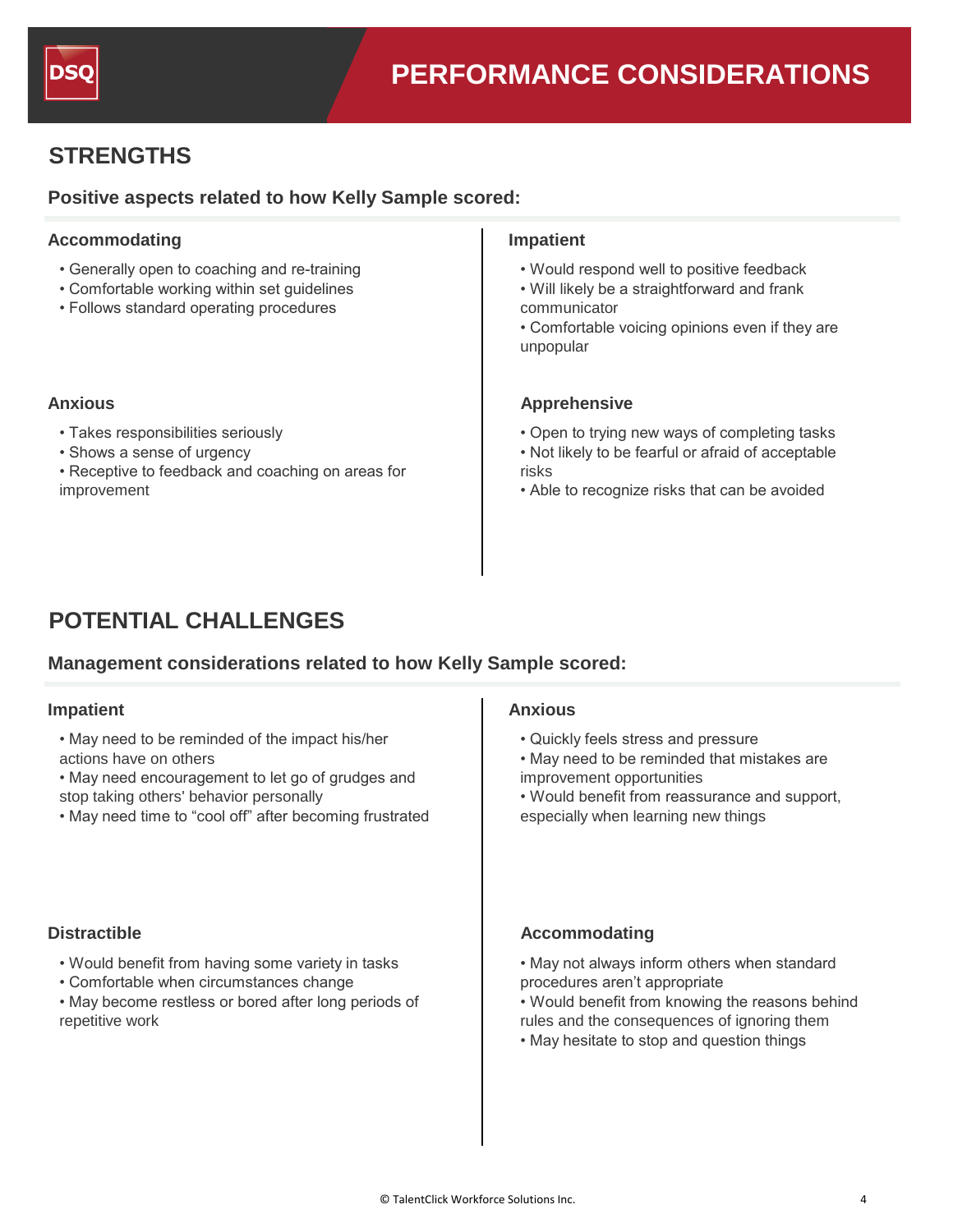# PERFORMANCE CONSIDERATIONS

## STRENGTHS

### Positive aspects related to how Kelly Sample scored:

#### Accommodating

- Generally open to coaching and re-training
- Comfortable working within set guidelines
- Follows standard operating procedures

#### Impatient

- Would respond well to positive feedback
- Will likely be a straightforward and frank communicator
- Comfortable voicing opinions even if they are unpopular

#### Anxious

- Takes responsibilities seriously
- Shows a sense of urgency
- Receptive to feedback and coaching on areas for improvement

#### Apprehensive

- Open to trying new ways of completing tasks
- Not likely to be fearful or afraid of acceptable risks
- Able to recognize risks that can be avoided

## POTENTIAL CHALLENGES

### Management considerations related to how Kelly Sample scored:

#### Impatient

- May need to be reminded of the impact his/her actions have on others
- May need encouragement to let go of grudges and stop taking others' behavior personally
- May need time to "cool off" after becoming frustrated

#### Anxious

- Quickly feels stress and pressure
- May need to be reminded that mistakes are improvement opportunities
- Would benefit from reassurance and support, especially when learning new things

#### Distractible

- Would benefit from having some variety in tasks
- Comfortable when circumstances change
- May become restless or bored after long periods of repetitive work

#### Accommodating

- May not always inform others when standard procedures aren't appropriate
- Would benefit from knowing the reasons behind rules and the consequences of ignoring them
- May hesitate to stop and question things

© TalentClick Workforce Solutions Inc.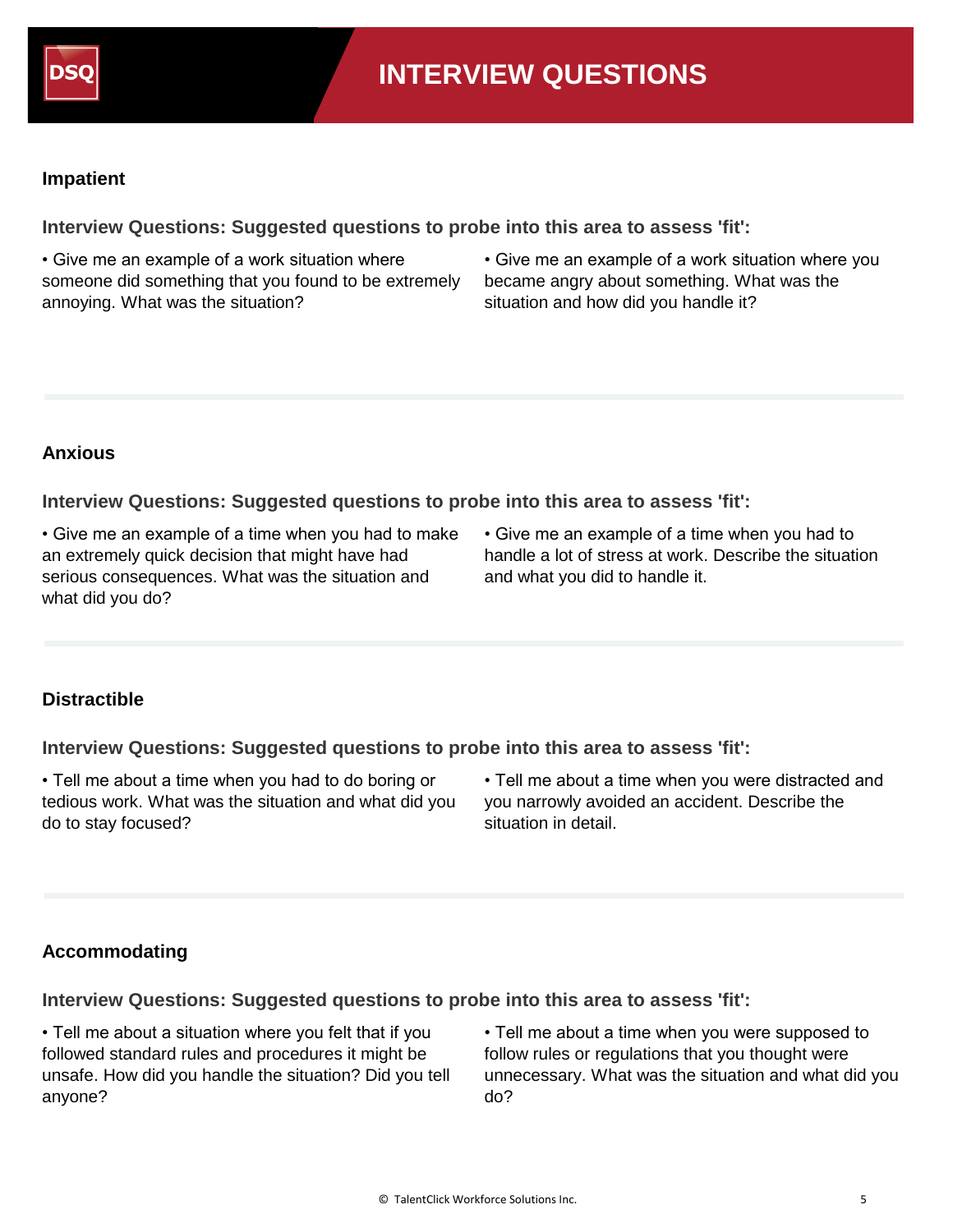# INTERVIEW QUESTIONS

## Impatient

**Interview Questions: Suggested questions to probe into this area to assess 'fit':**

- Give me an example of a work situation where someone did something that you found to be extremely annoying. What was the situation?
- Give me an example of a work situation where you became angry about something. What was the situation and how did you handle it?

## Anxious

**Interview Questions: Suggested questions to probe into this area to assess 'fit':**

- Give me an example of a time when you had to make an extremely quick decision that might have had serious consequences. What was the situation and what did you do?
- Give me an example of a time when you had to handle a lot of stress at work. Describe the situation and what you did to handle it.

## Distractible

**Interview Questions: Suggested questions to probe into this area to assess 'fit':**

- Tell me about a time when you had to do boring or tedious work. What was the situation and what did you do to stay focused?
- Tell me about a time when you were distracted and you narrowly avoided an accident. Describe the situation in detail.

## Accommodating

**Interview Questions: Suggested questions to probe into this area to assess 'fit':**

- Tell me about a situation where you felt that if you followed standard rules and procedures it might be unsafe. How did you handle the situation? Did you tell anyone?
- Tell me about a time when you were supposed to follow rules or regulations that you thought were unnecessary. What was the situation and what did you do?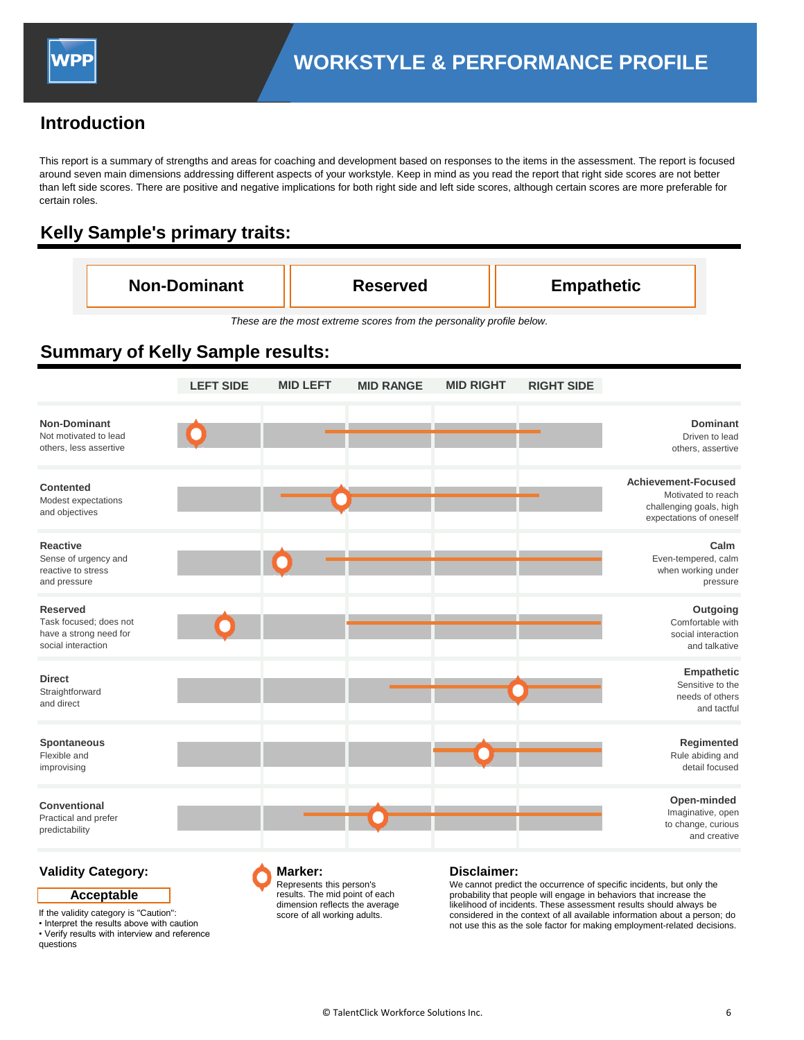# WORKSTYLE & PERFORMANCE PROFILE

## Introduction

This report is a summary of strengths and areas for coaching and development based on responses to the items in the assessment. The report is focused around seven main dimensions addressing different aspects of your workstyle. Keep in mind as you read the report that right side scores are not better than left side scores. There are positive and negative implications for both right side and left side scores, although certain scores are more preferable for certain roles.

## Kelly Sample's primary traits:

| Non-Dominant | Reserved | Empathetic |
|---|---|---|

*These are the most extreme scores from the personality profile below.*

## Summary of Kelly Sample results:

| Left trait | LEFT SIDE | MID LEFT | MID RANGE | MID RIGHT | RIGHT SIDE | Right trait |
|---|---|---|---|---|---|---|
| **Non-Dominant** Not motivated to lead others, less assertive | ● | | | | | **Dominant** Driven to lead others, assertive |
| **Contented** Modest expectations and objectives | | ● | | | | **Achievement-Focused** Motivated to reach challenging goals, high expectations of oneself |
| **Reactive** Sense of urgency and reactive to stress and pressure | | ● | | | | **Calm** Even-tempered, calm when working under pressure |
| **Reserved** Task focused; does not have a strong need for social interaction | ● | | | | | **Outgoing** Comfortable with social interaction and talkative |
| **Direct** Straightforward and direct | | | | ● | | **Empathetic** Sensitive to the needs of others and tactful |
| **Spontaneous** Flexible and improvising | | | | ● | | **Regimented** Rule abiding and detail focused |
| **Conventional** Practical and prefer predictability | | | ● | | | **Open-minded** Imaginative, open to change, curious and creative |

### Validity Category:

**Acceptable**

If the validity category is "Caution":
- Interpret the results above with caution
- Verify results with interview and reference questions

### Marker:

Represents this person's results. The mid point of each dimension reflects the average score of all working adults.

### Disclaimer:

We cannot predict the occurrence of specific incidents, but only the probability that people will engage in behaviors that increase the likelihood of incidents. These assessment results should always be considered in the context of all available information about a person; do not use this as the sole factor for making employment-related decisions.

© TalentClick Workforce Solutions Inc.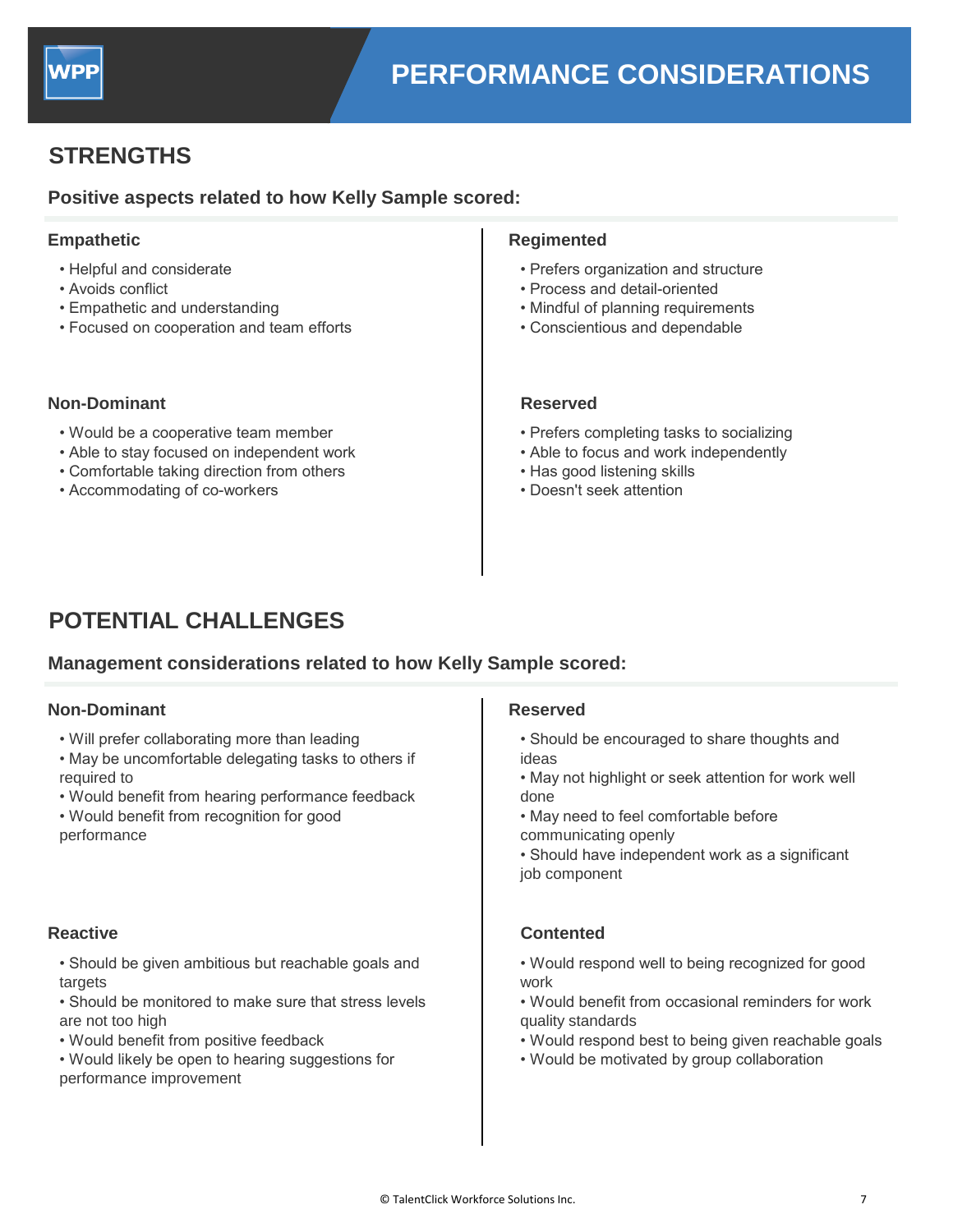# PERFORMANCE CONSIDERATIONS

## STRENGTHS

**Positive aspects related to how Kelly Sample scored:**

### Empathetic

- Helpful and considerate
- Avoids conflict
- Empathetic and understanding
- Focused on cooperation and team efforts

### Non-Dominant

- Would be a cooperative team member
- Able to stay focused on independent work
- Comfortable taking direction from others
- Accommodating of co-workers

### Regimented

- Prefers organization and structure
- Process and detail-oriented
- Mindful of planning requirements
- Conscientious and dependable

### Reserved

- Prefers completing tasks to socializing
- Able to focus and work independently
- Has good listening skills
- Doesn't seek attention

## POTENTIAL CHALLENGES

**Management considerations related to how Kelly Sample scored:**

### Non-Dominant

- Will prefer collaborating more than leading
- May be uncomfortable delegating tasks to others if required to
- Would benefit from hearing performance feedback
- Would benefit from recognition for good performance

### Reactive

- Should be given ambitious but reachable goals and targets
- Should be monitored to make sure that stress levels are not too high
- Would benefit from positive feedback
- Would likely be open to hearing suggestions for performance improvement

### Reserved

- Should be encouraged to share thoughts and ideas
- May not highlight or seek attention for work well done
- May need to feel comfortable before communicating openly
- Should have independent work as a significant job component

### Contented

- Would respond well to being recognized for good work
- Would benefit from occasional reminders for work quality standards
- Would respond best to being given reachable goals
- Would be motivated by group collaboration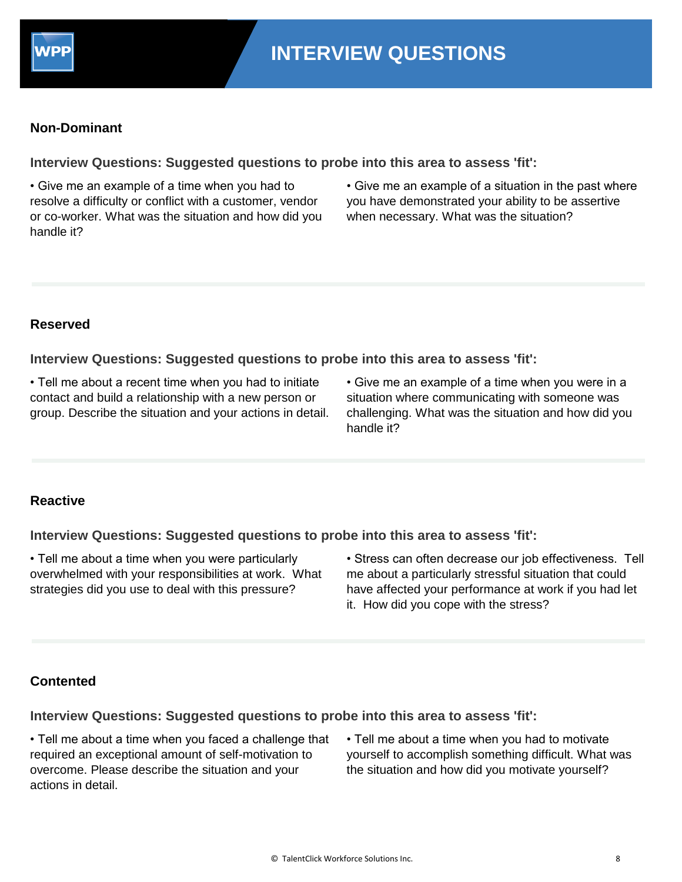# INTERVIEW QUESTIONS

## Non-Dominant

### Interview Questions: Suggested questions to probe into this area to assess 'fit':

• Give me an example of a time when you had to resolve a difficulty or conflict with a customer, vendor or co-worker. What was the situation and how did you handle it?

• Give me an example of a situation in the past where you have demonstrated your ability to be assertive when necessary. What was the situation?

## Reserved

### Interview Questions: Suggested questions to probe into this area to assess 'fit':

• Tell me about a recent time when you had to initiate contact and build a relationship with a new person or group. Describe the situation and your actions in detail.

• Give me an example of a time when you were in a situation where communicating with someone was challenging. What was the situation and how did you handle it?

## Reactive

### Interview Questions: Suggested questions to probe into this area to assess 'fit':

• Tell me about a time when you were particularly overwhelmed with your responsibilities at work. What strategies did you use to deal with this pressure?

• Stress can often decrease our job effectiveness. Tell me about a particularly stressful situation that could have affected your performance at work if you had let it. How did you cope with the stress?

## Contented

### Interview Questions: Suggested questions to probe into this area to assess 'fit':

• Tell me about a time when you faced a challenge that required an exceptional amount of self-motivation to overcome. Please describe the situation and your actions in detail.

• Tell me about a time when you had to motivate yourself to accomplish something difficult. What was the situation and how did you motivate yourself?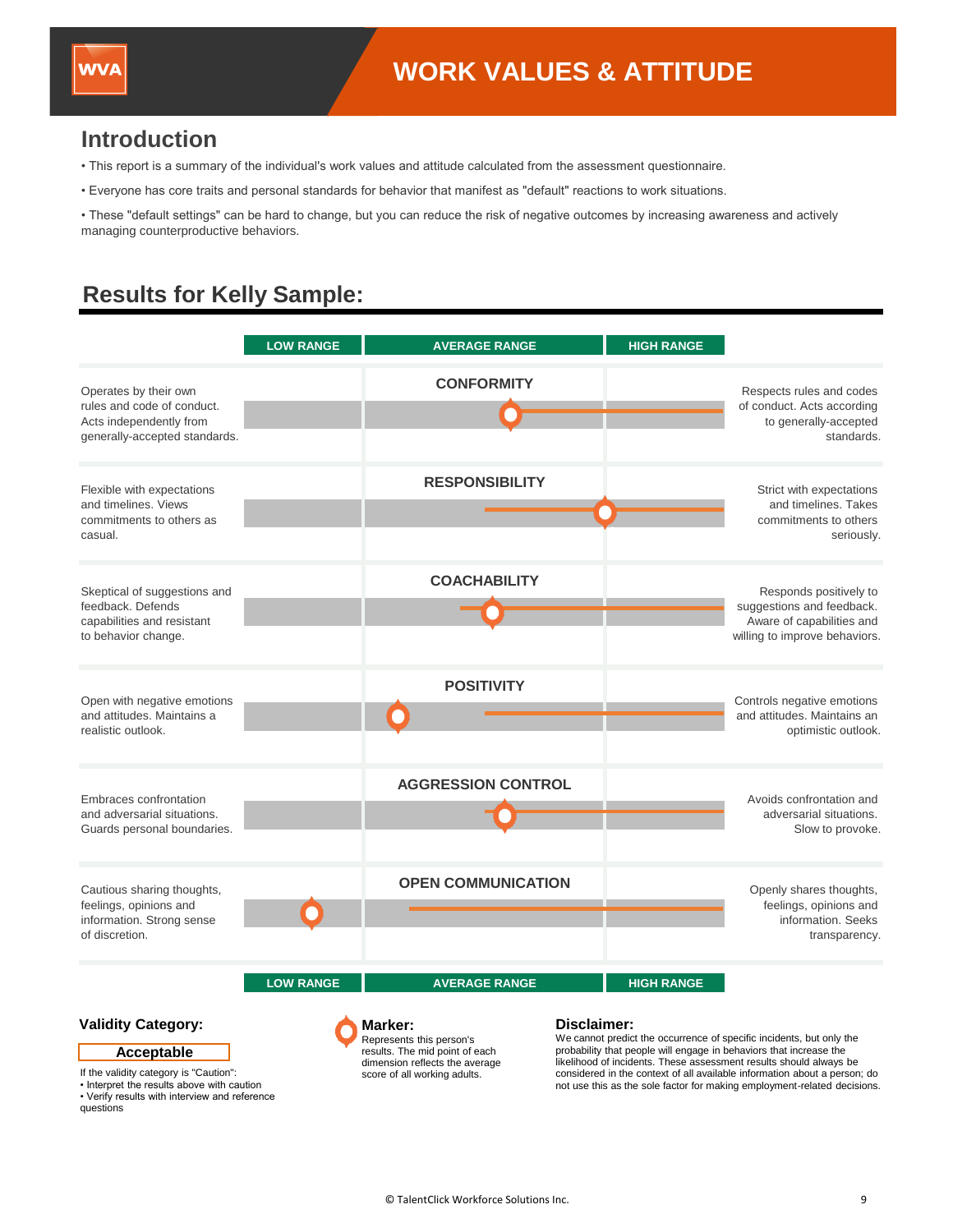# WORK VALUES & ATTITUDE

## Introduction

- This report is a summary of the individual's work values and attitude calculated from the assessment questionnaire.
- Everyone has core traits and personal standards for behavior that manifest as "default" reactions to work situations.
- These "default settings" can be hard to change, but you can reduce the risk of negative outcomes by increasing awareness and actively managing counterproductive behaviors.

## Results for Kelly Sample:

| Low end description | LOW RANGE | AVERAGE RANGE | HIGH RANGE | High end description |
|---|---|---|---|---|
| Operates by their own rules and code of conduct. Acts independently from generally-accepted standards. | | **CONFORMITY** | | Respects rules and codes of conduct. Acts according to generally-accepted standards. |
| Flexible with expectations and timelines. Views commitments to others as casual. | | **RESPONSIBILITY** | | Strict with expectations and timelines. Takes commitments to others seriously. |
| Skeptical of suggestions and feedback. Defends capabilities and resistant to behavior change. | | **COACHABILITY** | | Responds positively to suggestions and feedback. Aware of capabilities and willing to improve behaviors. |
| Open with negative emotions and attitudes. Maintains a realistic outlook. | | **POSITIVITY** | | Controls negative emotions and attitudes. Maintains an optimistic outlook. |
| Embraces confrontation and adversarial situations. Guards personal boundaries. | | **AGGRESSION CONTROL** | | Avoids confrontation and adversarial situations. Slow to provoke. |
| Cautious sharing thoughts, feelings, opinions and information. Strong sense of discretion. | | **OPEN COMMUNICATION** | | Openly shares thoughts, feelings, opinions and information. Seeks transparency. |
| | LOW RANGE | AVERAGE RANGE | HIGH RANGE | |

### Validity Category:

**Acceptable**

If the validity category is "Caution":
- Interpret the results above with caution
- Verify results with interview and reference questions

### Marker:

Represents this person's results. The mid point of each dimension reflects the average score of all working adults.

### Disclaimer:

We cannot predict the occurrence of specific incidents, but only the probability that people will engage in behaviors that increase the likelihood of incidents. These assessment results should always be considered in the context of all available information about a person; do not use this as the sole factor for making employment-related decisions.

© TalentClick Workforce Solutions Inc.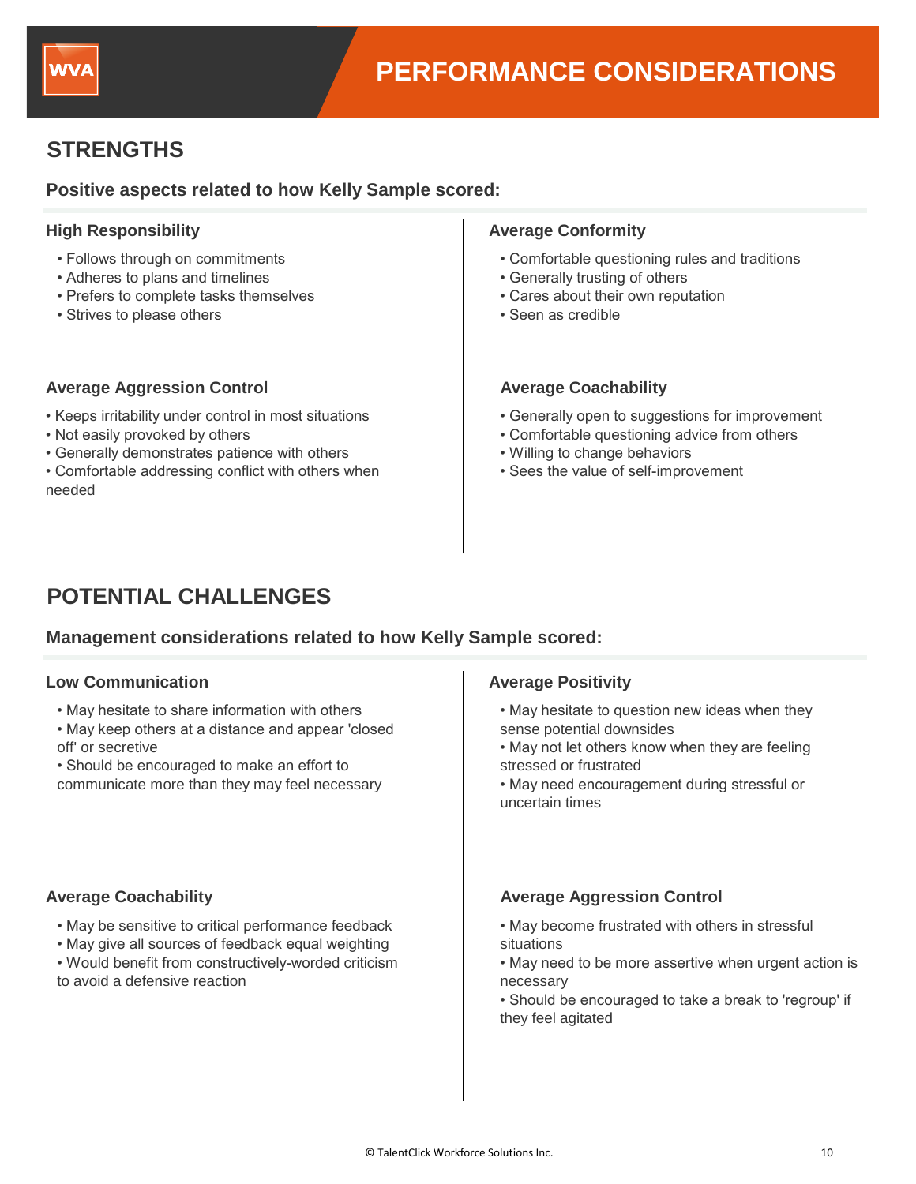# PERFORMANCE CONSIDERATIONS

## STRENGTHS

**Positive aspects related to how Kelly Sample scored:**

### High Responsibility

- Follows through on commitments
- Adheres to plans and timelines
- Prefers to complete tasks themselves
- Strives to please others

### Average Conformity

- Comfortable questioning rules and traditions
- Generally trusting of others
- Cares about their own reputation
- Seen as credible

### Average Aggression Control

- Keeps irritability under control in most situations
- Not easily provoked by others
- Generally demonstrates patience with others
- Comfortable addressing conflict with others when needed

### Average Coachability

- Generally open to suggestions for improvement
- Comfortable questioning advice from others
- Willing to change behaviors
- Sees the value of self-improvement

## POTENTIAL CHALLENGES

**Management considerations related to how Kelly Sample scored:**

### Low Communication

- May hesitate to share information with others
- May keep others at a distance and appear 'closed off' or secretive
- Should be encouraged to make an effort to communicate more than they may feel necessary

### Average Positivity

- May hesitate to question new ideas when they sense potential downsides
- May not let others know when they are feeling stressed or frustrated
- May need encouragement during stressful or uncertain times

### Average Coachability

- May be sensitive to critical performance feedback
- May give all sources of feedback equal weighting
- Would benefit from constructively-worded criticism to avoid a defensive reaction

### Average Aggression Control

- May become frustrated with others in stressful situations
- May need to be more assertive when urgent action is necessary
- Should be encouraged to take a break to 'regroup' if they feel agitated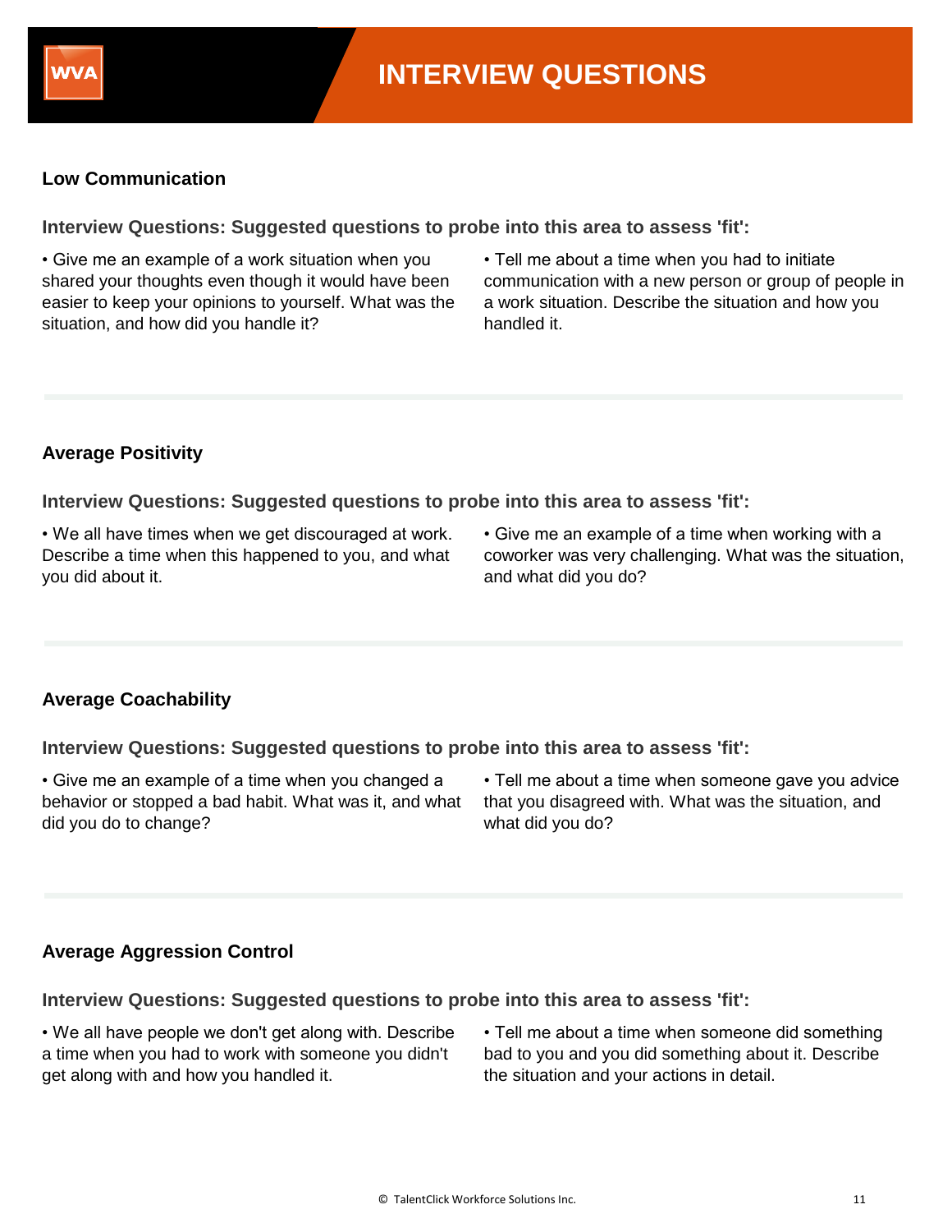# INTERVIEW QUESTIONS

### Low Communication

**Interview Questions: Suggested questions to probe into this area to assess 'fit':**

- Give me an example of a work situation when you shared your thoughts even though it would have been easier to keep your opinions to yourself. What was the situation, and how did you handle it?
- Tell me about a time when you had to initiate communication with a new person or group of people in a work situation. Describe the situation and how you handled it.

### Average Positivity

**Interview Questions: Suggested questions to probe into this area to assess 'fit':**

- We all have times when we get discouraged at work. Describe a time when this happened to you, and what you did about it.
- Give me an example of a time when working with a coworker was very challenging. What was the situation, and what did you do?

### Average Coachability

**Interview Questions: Suggested questions to probe into this area to assess 'fit':**

- Give me an example of a time when you changed a behavior or stopped a bad habit. What was it, and what did you do to change?
- Tell me about a time when someone gave you advice that you disagreed with. What was the situation, and what did you do?

### Average Aggression Control

**Interview Questions: Suggested questions to probe into this area to assess 'fit':**

- We all have people we don't get along with. Describe a time when you had to work with someone you didn't get along with and how you handled it.
- Tell me about a time when someone did something bad to you and you did something about it. Describe the situation and your actions in detail.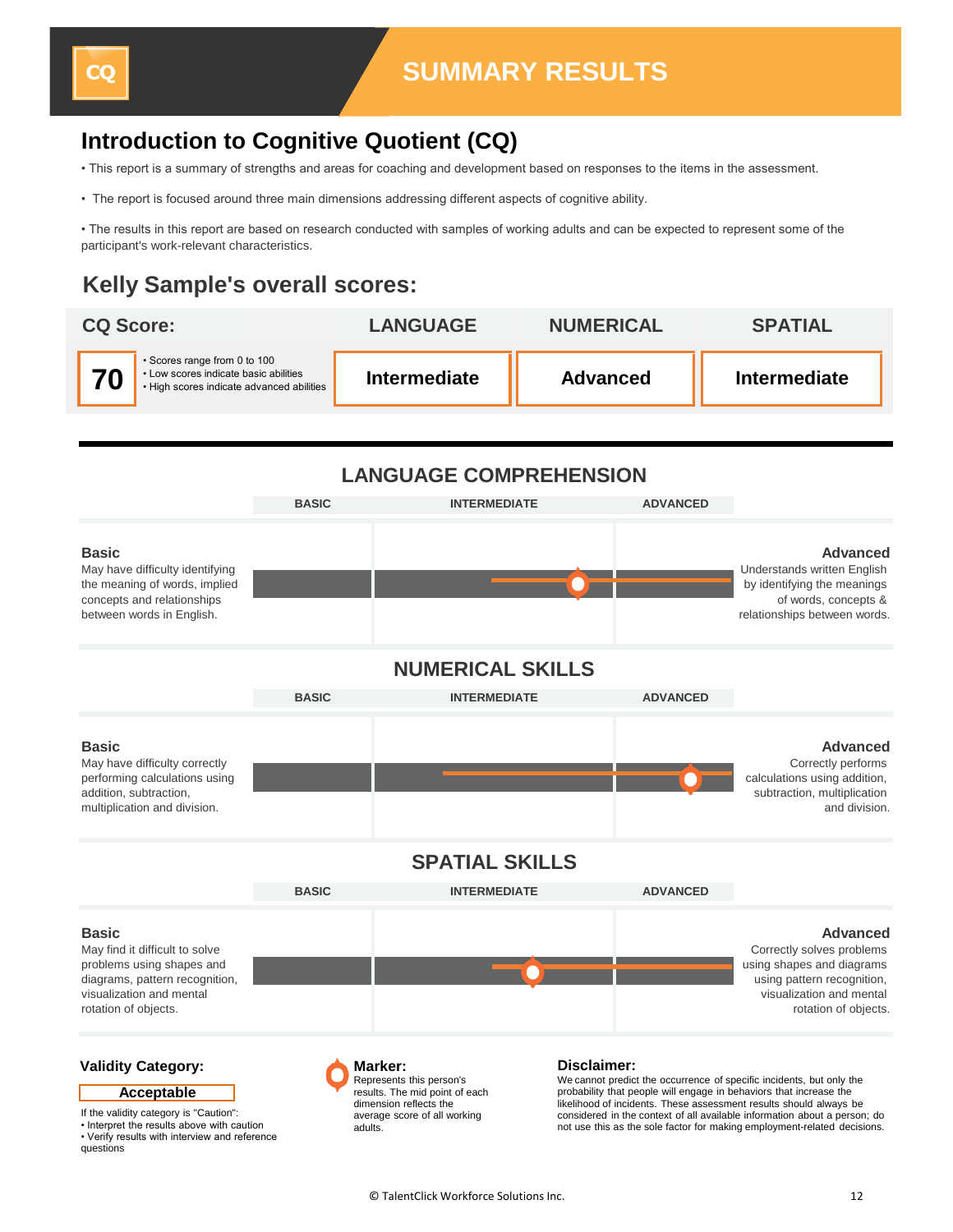# SUMMARY RESULTS

## Introduction to Cognitive Quotient (CQ)

- This report is a summary of strengths and areas for coaching and development based on responses to the items in the assessment.
- The report is focused around three main dimensions addressing different aspects of cognitive ability.
- The results in this report are based on research conducted with samples of working adults and can be expected to represent some of the participant's work-relevant characteristics.

## Kelly Sample's overall scores:

| CQ Score: | | LANGUAGE | NUMERICAL | SPATIAL |
|---|---|---|---|---|
| **70** | • Scores range from 0 to 100<br>• Low scores indicate basic abilities<br>• High scores indicate advanced abilities | **Intermediate** | **Advanced** | **Intermediate** |

### LANGUAGE COMPREHENSION

BASIC | INTERMEDIATE | ADVANCED

**Basic**
May have difficulty identifying the meaning of words, implied concepts and relationships between words in English.

**Advanced**
Understands written English by identifying the meanings of words, concepts & relationships between words.

### NUMERICAL SKILLS

BASIC | INTERMEDIATE | ADVANCED

**Basic**
May have difficulty correctly performing calculations using addition, subtraction, multiplication and division.

**Advanced**
Correctly performs calculations using addition, subtraction, multiplication and division.

### SPATIAL SKILLS

BASIC | INTERMEDIATE | ADVANCED

**Basic**
May find it difficult to solve problems using shapes and diagrams, pattern recognition, visualization and mental rotation of objects.

**Advanced**
Correctly solves problems using shapes and diagrams using pattern recognition, visualization and mental rotation of objects.

**Validity Category:**

**Acceptable**

If the validity category is "Caution":
- Interpret the results above with caution
- Verify results with interview and reference questions

**Marker:**
Represents this person's results. The mid point of each dimension reflects the average score of all working adults.

**Disclaimer:**
We cannot predict the occurrence of specific incidents, but only the probability that people will engage in behaviors that increase the likelihood of incidents. These assessment results should always be considered in the context of all available information about a person; do not use this as the sole factor for making employment-related decisions.

© TalentClick Workforce Solutions Inc.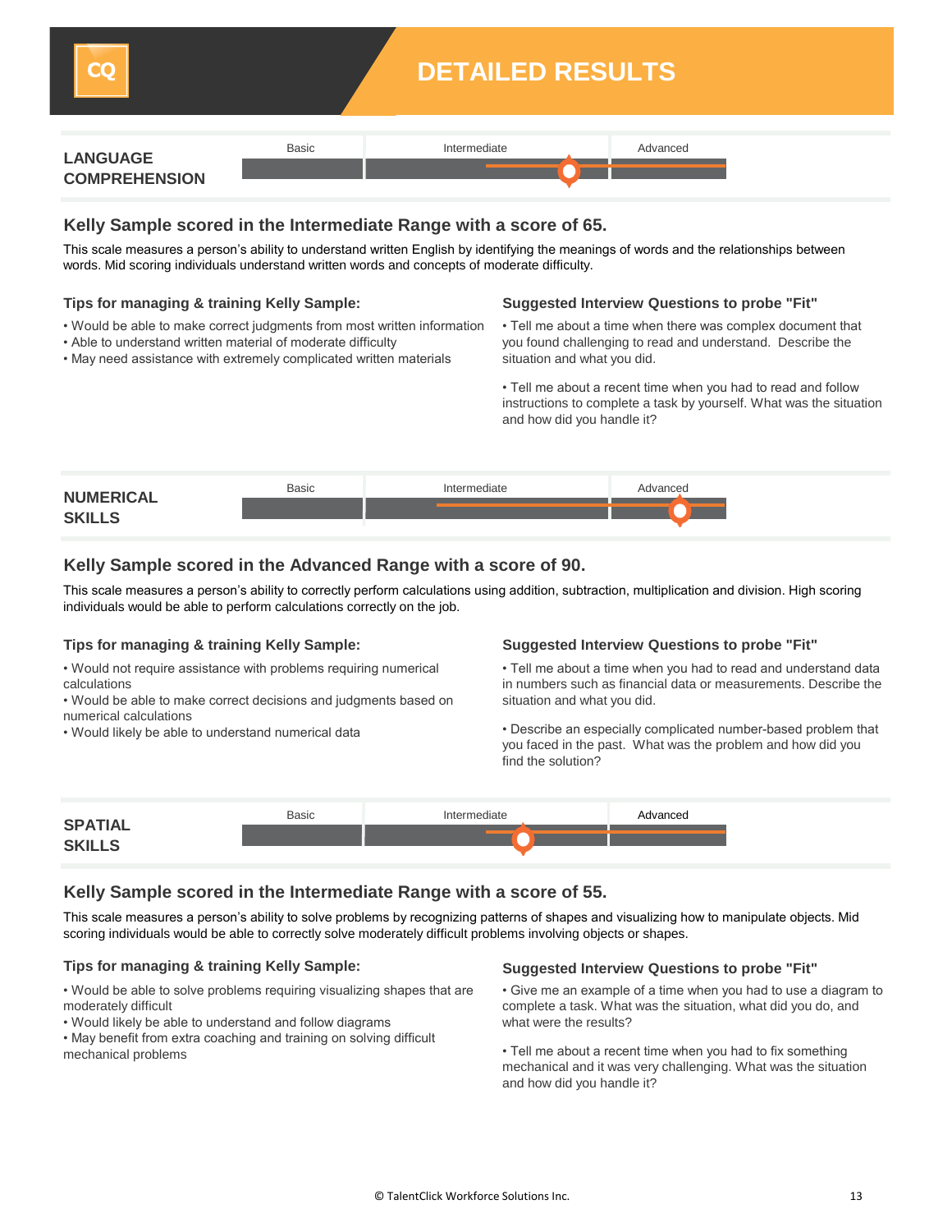# DETAILED RESULTS

## LANGUAGE COMPREHENSION

Basic | Intermediate | Advanced

### Kelly Sample scored in the Intermediate Range with a score of 65.

This scale measures a person's ability to understand written English by identifying the meanings of words and the relationships between words. Mid scoring individuals understand written words and concepts of moderate difficulty.

**Tips for managing & training Kelly Sample:**

- Would be able to make correct judgments from most written information
- Able to understand written material of moderate difficulty
- May need assistance with extremely complicated written materials

**Suggested Interview Questions to probe "Fit"**

- Tell me about a time when there was complex document that you found challenging to read and understand. Describe the situation and what you did.
- Tell me about a recent time when you had to read and follow instructions to complete a task by yourself. What was the situation and how did you handle it?

## NUMERICAL SKILLS

Basic | Intermediate | Advanced

### Kelly Sample scored in the Advanced Range with a score of 90.

This scale measures a person's ability to correctly perform calculations using addition, subtraction, multiplication and division. High scoring individuals would be able to perform calculations correctly on the job.

**Tips for managing & training Kelly Sample:**

- Would not require assistance with problems requiring numerical calculations
- Would be able to make correct decisions and judgments based on numerical calculations
- Would likely be able to understand numerical data

**Suggested Interview Questions to probe "Fit"**

- Tell me about a time when you had to read and understand data in numbers such as financial data or measurements. Describe the situation and what you did.
- Describe an especially complicated number-based problem that you faced in the past. What was the problem and how did you find the solution?

## SPATIAL SKILLS

Basic | Intermediate | Advanced

### Kelly Sample scored in the Intermediate Range with a score of 55.

This scale measures a person's ability to solve problems by recognizing patterns of shapes and visualizing how to manipulate objects. Mid scoring individuals would be able to correctly solve moderately difficult problems involving objects or shapes.

**Tips for managing & training Kelly Sample:**

- Would be able to solve problems requiring visualizing shapes that are moderately difficult
- Would likely be able to understand and follow diagrams
- May benefit from extra coaching and training on solving difficult mechanical problems

**Suggested Interview Questions to probe "Fit"**

- Give me an example of a time when you had to use a diagram to complete a task. What was the situation, what did you do, and what were the results?
- Tell me about a recent time when you had to fix something mechanical and it was very challenging. What was the situation and how did you handle it?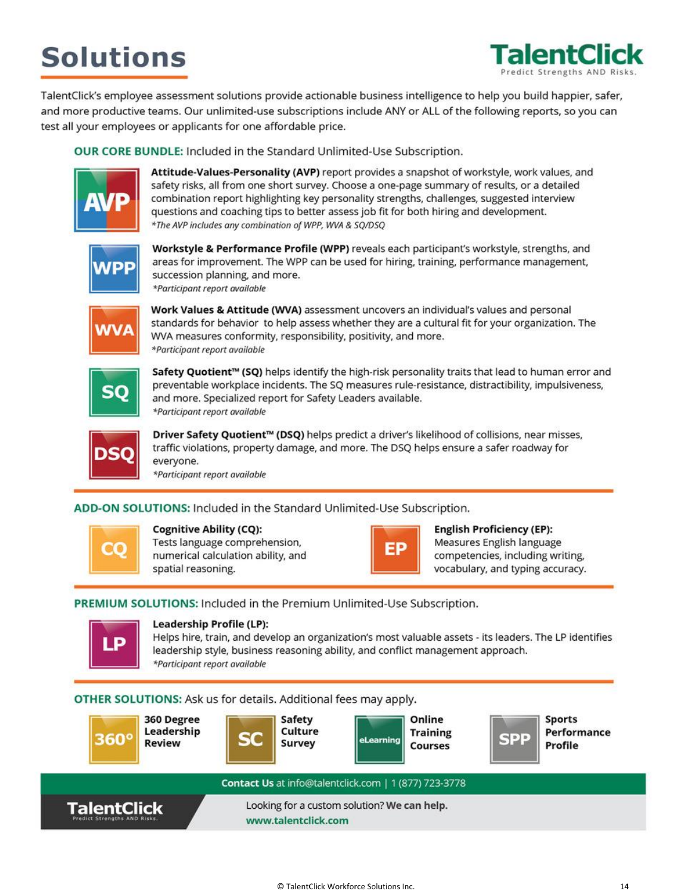# Solutions

**TalentClick**
Predict Strengths AND Risks.

TalentClick's employee assessment solutions provide actionable business intelligence to help you build happier, safer, and more productive teams. Our unlimited-use subscriptions include ANY or ALL of the following reports, so you can test all your employees or applicants for one affordable price.

**OUR CORE BUNDLE:** Included in the Standard Unlimited-Use Subscription.

AVP

**Attitude-Values-Personality (AVP)** report provides a snapshot of workstyle, work values, and safety risks, all from one short survey. Choose a one-page summary of results, or a detailed combination report highlighting key personality strengths, challenges, suggested interview questions and coaching tips to better assess job fit for both hiring and development.
*\*The AVP includes any combination of WPP, WVA & SQ/DSQ*

WPP

**Workstyle & Performance Profile (WPP)** reveals each participant's workstyle, strengths, and areas for improvement. The WPP can be used for hiring, training, performance management, succession planning, and more.
*\*Participant report available*

WVA

**Work Values & Attitude (WVA)** assessment uncovers an individual's values and personal standards for behavior to help assess whether they are a cultural fit for your organization. The WVA measures conformity, responsibility, positivity, and more.
*\*Participant report available*

SQ

**Safety Quotient™ (SQ)** helps identify the high-risk personality traits that lead to human error and preventable workplace incidents. The SQ measures rule-resistance, distractibility, impulsiveness, and more. Specialized report for Safety Leaders available.
*\*Participant report available*

DSQ

**Driver Safety Quotient™ (DSQ)** helps predict a driver's likelihood of collisions, near misses, traffic violations, property damage, and more. The DSQ helps ensure a safer roadway for everyone.
*\*Participant report available*

**ADD-ON SOLUTIONS:** Included in the Standard Unlimited-Use Subscription.

CQ

**Cognitive Ability (CQ):**
Tests language comprehension, numerical calculation ability, and spatial reasoning.

EP

**English Proficiency (EP):**
Measures English language competencies, including writing, vocabulary, and typing accuracy.

**PREMIUM SOLUTIONS:** Included in the Premium Unlimited-Use Subscription.

LP

**Leadership Profile (LP):**
Helps hire, train, and develop an organization's most valuable assets - its leaders. The LP identifies leadership style, business reasoning ability, and conflict management approach.
*\*Participant report available*

**OTHER SOLUTIONS:** Ask us for details. Additional fees may apply.

- 360° — **360 Degree Leadership Review**
- SC — **Safety Culture Survey**
- eLearning — **Online Training Courses**
- SPP — **Sports Performance Profile**

**Contact Us** at info@talentclick.com | 1 (877) 723-3778

**TalentClick**
Predict Strengths AND Risks.

Looking for a custom solution? **We can help.**
**www.talentclick.com**

© TalentClick Workforce Solutions Inc.